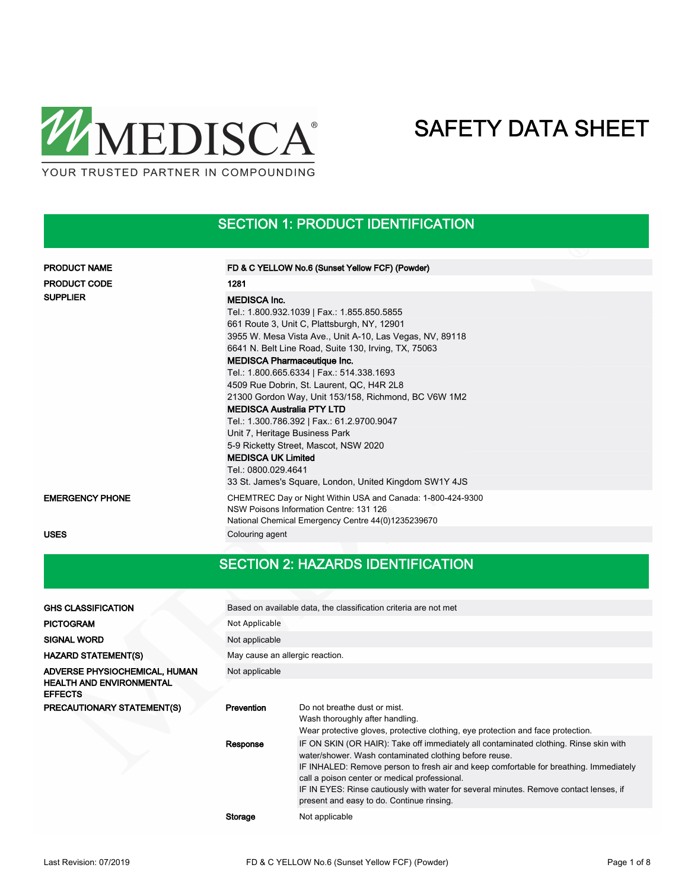MEDISCA®

YOUR TRUSTED PARTNER IN COMPOUNDING

# SAFETY DATA SHEET

## SECTION 1: PRODUCT IDENTIFICATION

| | |
|---|---|
| **PRODUCT NAME** | **FD & C YELLOW No.6 (Sunset Yellow FCF) (Powder)** |
| **PRODUCT CODE** | **1281** |
| **SUPPLIER** | **MEDISCA Inc.**<br>Tel.: 1.800.932.1039 \| Fax.: 1.855.850.5855<br>661 Route 3, Unit C, Plattsburgh, NY, 12901<br>3955 W. Mesa Vista Ave., Unit A-10, Las Vegas, NV, 89118<br>6641 N. Belt Line Road, Suite 130, Irving, TX, 75063<br>**MEDISCA Pharmaceutique Inc.**<br>Tel.: 1.800.665.6334 \| Fax.: 514.338.1693<br>4509 Rue Dobrin, St. Laurent, QC, H4R 2L8<br>21300 Gordon Way, Unit 153/158, Richmond, BC V6W 1M2<br>**MEDISCA Australia PTY LTD**<br>Tel.: 1.300.786.392 \| Fax.: 61.2.9700.9047<br>Unit 7, Heritage Business Park<br>5-9 Ricketty Street, Mascot, NSW 2020<br>**MEDISCA UK Limited**<br>Tel.: 0800.029.4641<br>33 St. James's Square, London, United Kingdom SW1Y 4JS |
| **EMERGENCY PHONE** | CHEMTREC Day or Night Within USA and Canada: 1-800-424-9300<br>NSW Poisons Information Centre: 131 126<br>National Chemical Emergency Centre 44(0)1235239670 |
| **USES** | Colouring agent |

## SECTION 2: HAZARDS IDENTIFICATION

| | | |
|---|---|---|
| **GHS CLASSIFICATION** | Based on available data, the classification criteria are not met | |
| **PICTOGRAM** | Not Applicable | |
| **SIGNAL WORD** | Not applicable | |
| **HAZARD STATEMENT(S)** | May cause an allergic reaction. | |
| **ADVERSE PHYSIOCHEMICAL, HUMAN HEALTH AND ENVIRONMENTAL EFFECTS** | Not applicable | |
| **PRECAUTIONARY STATEMENT(S)** | **Prevention** | Do not breathe dust or mist.<br>Wash thoroughly after handling.<br>Wear protective gloves, protective clothing, eye protection and face protection. |
| | **Response** | IF ON SKIN (OR HAIR): Take off immediately all contaminated clothing. Rinse skin with water/shower. Wash contaminated clothing before reuse.<br>IF INHALED: Remove person to fresh air and keep comfortable for breathing. Immediately call a poison center or medical professional.<br>IF IN EYES: Rinse cautiously with water for several minutes. Remove contact lenses, if present and easy to do. Continue rinsing. |
| | **Storage** | Not applicable |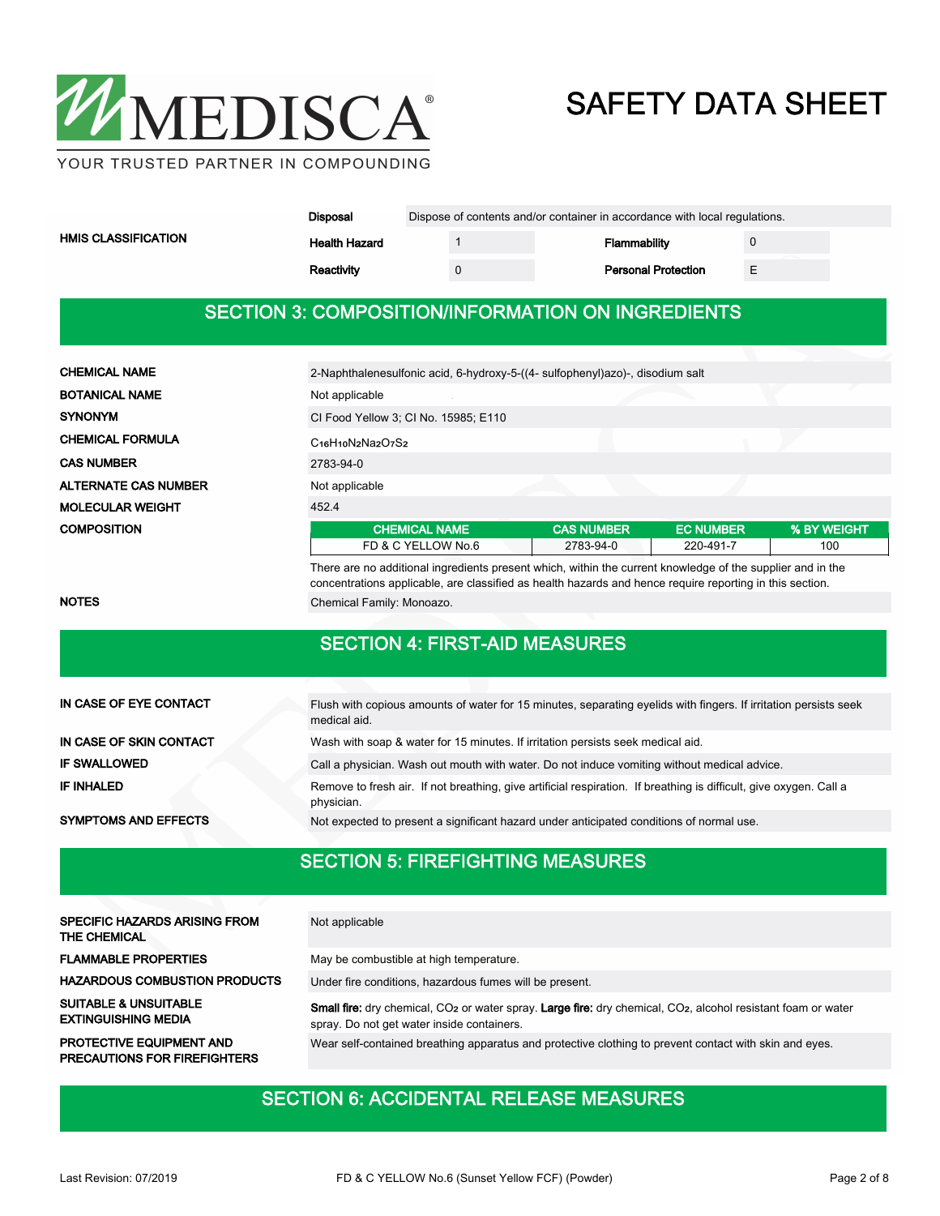| HMIS CLASSIFICATION | | | | |
|---|---|---|---|---|
| | **Disposal** | Dispose of contents and/or container in accordance with local regulations. | | |
| | **Health Hazard** | 1 | **Flammability** | 0 |
| | **Reactivity** | 0 | **Personal Protection** | E |

## SECTION 3: COMPOSITION/INFORMATION ON INGREDIENTS

| | |
|---|---|
| **CHEMICAL NAME** | 2-Naphthalenesulfonic acid, 6-hydroxy-5-((4- sulfophenyl)azo)-, disodium salt |
| **BOTANICAL NAME** | Not applicable |
| **SYNONYM** | CI Food Yellow 3; CI No. 15985; E110 |
| **CHEMICAL FORMULA** | $C_{16}H_{10}N_2Na_2O_7S_2$ |
| **CAS NUMBER** | 2783-94-0 |
| **ALTERNATE CAS NUMBER** | Not applicable |
| **MOLECULAR WEIGHT** | 452.4 |

**COMPOSITION**

| CHEMICAL NAME | CAS NUMBER | EC NUMBER | % BY WEIGHT |
|---|---|---|---|
| FD & C YELLOW No.6 | 2783-94-0 | 220-491-7 | 100 |

There are no additional ingredients present which, within the current knowledge of the supplier and in the concentrations applicable, are classified as health hazards and hence require reporting in this section.

| | |
|---|---|
| **NOTES** | Chemical Family: Monoazo. |

## SECTION 4: FIRST-AID MEASURES

| | |
|---|---|
| **IN CASE OF EYE CONTACT** | Flush with copious amounts of water for 15 minutes, separating eyelids with fingers. If irritation persists seek medical aid. |
| **IN CASE OF SKIN CONTACT** | Wash with soap & water for 15 minutes. If irritation persists seek medical aid. |
| **IF SWALLOWED** | Call a physician. Wash out mouth with water. Do not induce vomiting without medical advice. |
| **IF INHALED** | Remove to fresh air. If not breathing, give artificial respiration. If breathing is difficult, give oxygen. Call a physician. |
| **SYMPTOMS AND EFFECTS** | Not expected to present a significant hazard under anticipated conditions of normal use. |

## SECTION 5: FIREFIGHTING MEASURES

| | |
|---|---|
| **SPECIFIC HAZARDS ARISING FROM THE CHEMICAL** | Not applicable |
| **FLAMMABLE PROPERTIES** | May be combustible at high temperature. |
| **HAZARDOUS COMBUSTION PRODUCTS** | Under fire conditions, hazardous fumes will be present. |
| **SUITABLE & UNSUITABLE EXTINGUISHING MEDIA** | **Small fire:** dry chemical, $CO_2$ or water spray. **Large fire:** dry chemical, $CO_2$, alcohol resistant foam or water spray. Do not get water inside containers. |
| **PROTECTIVE EQUIPMENT AND PRECAUTIONS FOR FIREFIGHTERS** | Wear self-contained breathing apparatus and protective clothing to prevent contact with skin and eyes. |

## SECTION 6: ACCIDENTAL RELEASE MEASURES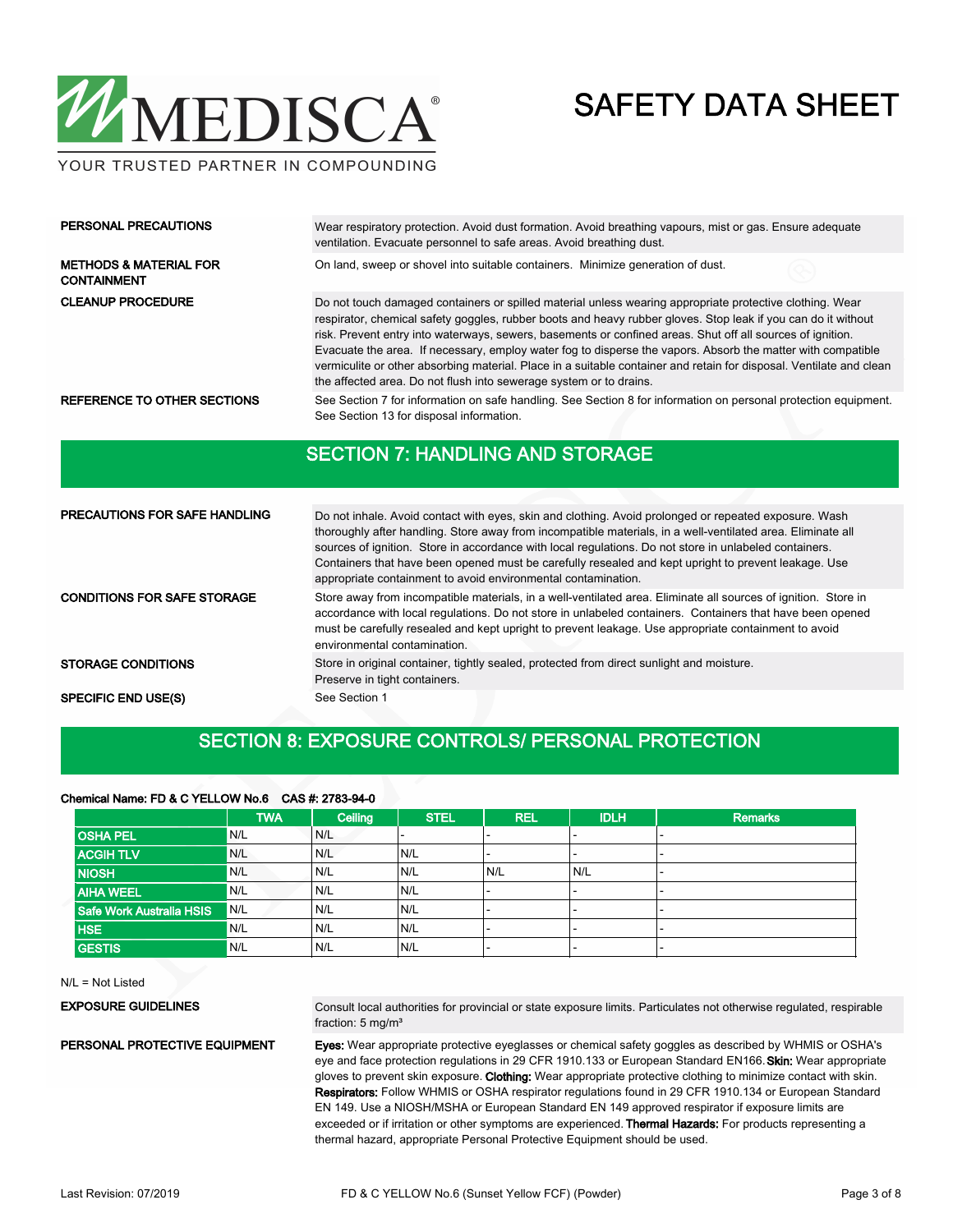| | |
|---|---|
| **PERSONAL PRECAUTIONS** | Wear respiratory protection. Avoid dust formation. Avoid breathing vapours, mist or gas. Ensure adequate ventilation. Evacuate personnel to safe areas. Avoid breathing dust. |
| **METHODS & MATERIAL FOR CONTAINMENT** | On land, sweep or shovel into suitable containers. Minimize generation of dust. |
| **CLEANUP PROCEDURE** | Do not touch damaged containers or spilled material unless wearing appropriate protective clothing. Wear respirator, chemical safety goggles, rubber boots and heavy rubber gloves. Stop leak if you can do it without risk. Prevent entry into waterways, sewers, basements or confined areas. Shut off all sources of ignition. Evacuate the area. If necessary, employ water fog to disperse the vapors. Absorb the matter with compatible vermiculite or other absorbing material. Place in a suitable container and retain for disposal. Ventilate and clean the affected area. Do not flush into sewerage system or to drains. |
| **REFERENCE TO OTHER SECTIONS** | See Section 7 for information on safe handling. See Section 8 for information on personal protection equipment. See Section 13 for disposal information. |

## SECTION 7: HANDLING AND STORAGE

| | |
|---|---|
| **PRECAUTIONS FOR SAFE HANDLING** | Do not inhale. Avoid contact with eyes, skin and clothing. Avoid prolonged or repeated exposure. Wash thoroughly after handling. Store away from incompatible materials, in a well-ventilated area. Eliminate all sources of ignition. Store in accordance with local regulations. Do not store in unlabeled containers. Containers that have been opened must be carefully resealed and kept upright to prevent leakage. Use appropriate containment to avoid environmental contamination. |
| **CONDITIONS FOR SAFE STORAGE** | Store away from incompatible materials, in a well-ventilated area. Eliminate all sources of ignition. Store in accordance with local regulations. Do not store in unlabeled containers. Containers that have been opened must be carefully resealed and kept upright to prevent leakage. Use appropriate containment to avoid environmental contamination. |
| **STORAGE CONDITIONS** | Store in original container, tightly sealed, protected from direct sunlight and moisture. Preserve in tight containers. |
| **SPECIFIC END USE(S)** | See Section 1 |

## SECTION 8: EXPOSURE CONTROLS/ PERSONAL PROTECTION

**Chemical Name: FD & C YELLOW No.6 CAS #: 2783-94-0**

| | TWA | Ceiling | STEL | REL | IDLH | Remarks |
|---|---|---|---|---|---|---|
| OSHA PEL | N/L | N/L | - | - | - | - |
| ACGIH TLV | N/L | N/L | N/L | - | - | - |
| NIOSH | N/L | N/L | N/L | N/L | N/L | - |
| AIHA WEEL | N/L | N/L | N/L | - | - | - |
| Safe Work Australia HSIS | N/L | N/L | N/L | - | - | - |
| HSE | N/L | N/L | N/L | - | - | - |
| GESTIS | N/L | N/L | N/L | - | - | - |

N/L = Not Listed

| | |
|---|---|
| **EXPOSURE GUIDELINES** | Consult local authorities for provincial or state exposure limits. Particulates not otherwise regulated, respirable fraction: 5 mg/m³ |
| **PERSONAL PROTECTIVE EQUIPMENT** | **Eyes:** Wear appropriate protective eyeglasses or chemical safety goggles as described by WHMIS or OSHA's eye and face protection regulations in 29 CFR 1910.133 or European Standard EN166. **Skin:** Wear appropriate gloves to prevent skin exposure. **Clothing:** Wear appropriate protective clothing to minimize contact with skin. **Respirators:** Follow WHMIS or OSHA respirator regulations found in 29 CFR 1910.134 or European Standard EN 149. Use a NIOSH/MSHA or European Standard EN 149 approved respirator if exposure limits are exceeded or if irritation or other symptoms are experienced. **Thermal Hazards:** For products representing a thermal hazard, appropriate Personal Protective Equipment should be used. |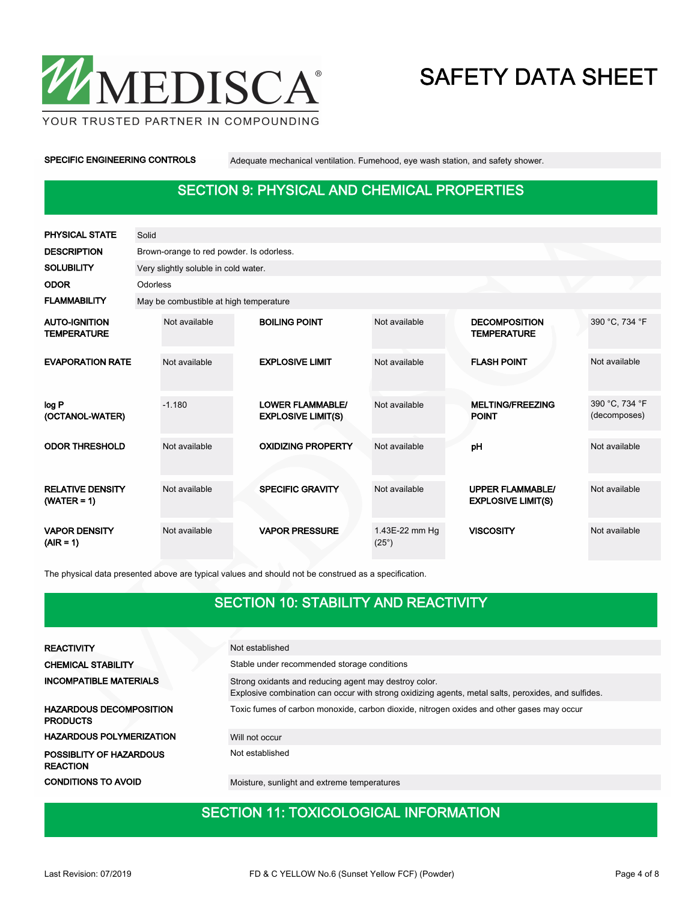| | |
|---|---|
| **SPECIFIC ENGINEERING CONTROLS** | Adequate mechanical ventilation. Fumehood, eye wash station, and safety shower. |

## SECTION 9: PHYSICAL AND CHEMICAL PROPERTIES

| | |
|---|---|
| **PHYSICAL STATE** | Solid |
| **DESCRIPTION** | Brown-orange to red powder. Is odorless. |
| **SOLUBILITY** | Very slightly soluble in cold water. |
| **ODOR** | Odorless |
| **FLAMMABILITY** | May be combustible at high temperature |

| | | | | | |
|---|---|---|---|---|---|
| **AUTO-IGNITION TEMPERATURE** | Not available | **BOILING POINT** | Not available | **DECOMPOSITION TEMPERATURE** | 390 °C, 734 °F |
| **EVAPORATION RATE** | Not available | **EXPLOSIVE LIMIT** | Not available | **FLASH POINT** | Not available |
| **log P (OCTANOL-WATER)** | -1.180 | **LOWER FLAMMABLE/ EXPLOSIVE LIMIT(S)** | Not available | **MELTING/FREEZING POINT** | 390 °C, 734 °F (decomposes) |
| **ODOR THRESHOLD** | Not available | **OXIDIZING PROPERTY** | Not available | **pH** | Not available |
| **RELATIVE DENSITY (WATER = 1)** | Not available | **SPECIFIC GRAVITY** | Not available | **UPPER FLAMMABLE/ EXPLOSIVE LIMIT(S)** | Not available |
| **VAPOR DENSITY (AIR = 1)** | Not available | **VAPOR PRESSURE** | 1.43E-22 mm Hg (25°) | **VISCOSITY** | Not available |

The physical data presented above are typical values and should not be construed as a specification.

## SECTION 10: STABILITY AND REACTIVITY

| | |
|---|---|
| **REACTIVITY** | Not established |
| **CHEMICAL STABILITY** | Stable under recommended storage conditions |
| **INCOMPATIBLE MATERIALS** | Strong oxidants and reducing agent may destroy color.<br>Explosive combination can occur with strong oxidizing agents, metal salts, peroxides, and sulfides. |
| **HAZARDOUS DECOMPOSITION PRODUCTS** | Toxic fumes of carbon monoxide, carbon dioxide, nitrogen oxides and other gases may occur |
| **HAZARDOUS POLYMERIZATION** | Will not occur |
| **POSSIBLITY OF HAZARDOUS REACTION** | Not established |
| **CONDITIONS TO AVOID** | Moisture, sunlight and extreme temperatures |

## SECTION 11: TOXICOLOGICAL INFORMATION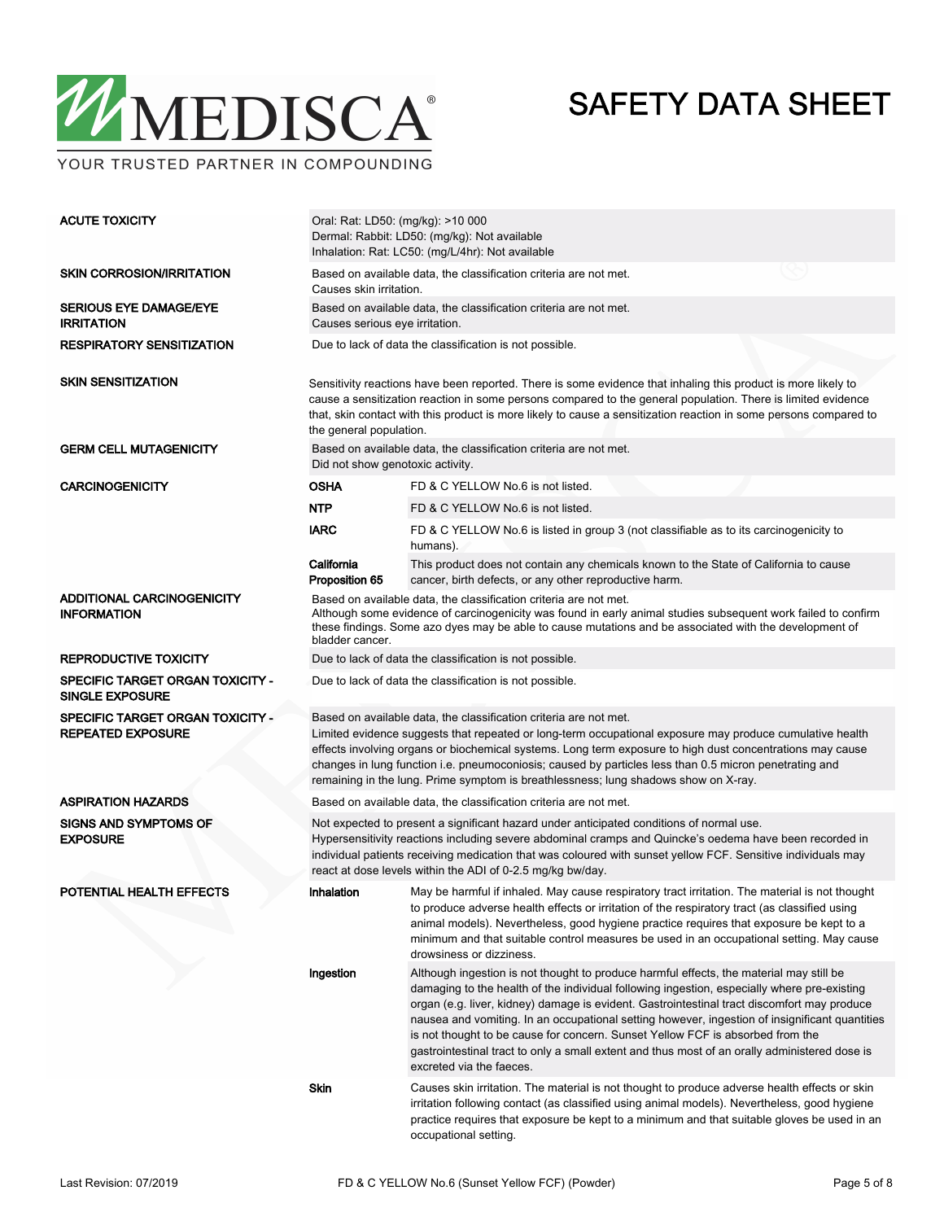| | | |
|---|---|---|
| **ACUTE TOXICITY** | Oral: Rat: LD50: (mg/kg): >10 000<br>Dermal: Rabbit: LD50: (mg/kg): Not available<br>Inhalation: Rat: LC50: (mg/L/4hr): Not available | |
| **SKIN CORROSION/IRRITATION** | Based on available data, the classification criteria are not met.<br>Causes skin irritation. | |
| **SERIOUS EYE DAMAGE/EYE IRRITATION** | Based on available data, the classification criteria are not met.<br>Causes serious eye irritation. | |
| **RESPIRATORY SENSITIZATION** | Due to lack of data the classification is not possible. | |
| **SKIN SENSITIZATION** | Sensitivity reactions have been reported. There is some evidence that inhaling this product is more likely to cause a sensitization reaction in some persons compared to the general population. There is limited evidence that, skin contact with this product is more likely to cause a sensitization reaction in some persons compared to the general population. | |
| **GERM CELL MUTAGENICITY** | Based on available data, the classification criteria are not met.<br>Did not show genotoxic activity. | |
| **CARCINOGENICITY** | **OSHA** | FD & C YELLOW No.6 is not listed. |
| | **NTP** | FD & C YELLOW No.6 is not listed. |
| | **IARC** | FD & C YELLOW No.6 is listed in group 3 (not classifiable as to its carcinogenicity to humans). |
| | **California Proposition 65** | This product does not contain any chemicals known to the State of California to cause cancer, birth defects, or any other reproductive harm. |
| **ADDITIONAL CARCINOGENICITY INFORMATION** | Based on available data, the classification criteria are not met.<br>Although some evidence of carcinogenicity was found in early animal studies subsequent work failed to confirm these findings. Some azo dyes may be able to cause mutations and be associated with the development of bladder cancer. | |
| **REPRODUCTIVE TOXICITY** | Due to lack of data the classification is not possible. | |
| **SPECIFIC TARGET ORGAN TOXICITY - SINGLE EXPOSURE** | Due to lack of data the classification is not possible. | |
| **SPECIFIC TARGET ORGAN TOXICITY - REPEATED EXPOSURE** | Based on available data, the classification criteria are not met.<br>Limited evidence suggests that repeated or long-term occupational exposure may produce cumulative health effects involving organs or biochemical systems. Long term exposure to high dust concentrations may cause changes in lung function i.e. pneumoconiosis; caused by particles less than 0.5 micron penetrating and remaining in the lung. Prime symptom is breathlessness; lung shadows show on X-ray. | |
| **ASPIRATION HAZARDS** | Based on available data, the classification criteria are not met. | |
| **SIGNS AND SYMPTOMS OF EXPOSURE** | Not expected to present a significant hazard under anticipated conditions of normal use.<br>Hypersensitivity reactions including severe abdominal cramps and Quincke's oedema have been recorded in individual patients receiving medication that was coloured with sunset yellow FCF. Sensitive individuals may react at dose levels within the ADI of 0-2.5 mg/kg bw/day. | |
| **POTENTIAL HEALTH EFFECTS** | **Inhalation** | May be harmful if inhaled. May cause respiratory tract irritation. The material is not thought to produce adverse health effects or irritation of the respiratory tract (as classified using animal models). Nevertheless, good hygiene practice requires that exposure be kept to a minimum and that suitable control measures be used in an occupational setting. May cause drowsiness or dizziness. |
| | **Ingestion** | Although ingestion is not thought to produce harmful effects, the material may still be damaging to the health of the individual following ingestion, especially where pre-existing organ (e.g. liver, kidney) damage is evident. Gastrointestinal tract discomfort may produce nausea and vomiting. In an occupational setting however, ingestion of insignificant quantities is not thought to be cause for concern. Sunset Yellow FCF is absorbed from the gastrointestinal tract to only a small extent and thus most of an orally administered dose is excreted via the faeces. |
| | **Skin** | Causes skin irritation. The material is not thought to produce adverse health effects or skin irritation following contact (as classified using animal models). Nevertheless, good hygiene practice requires that exposure be kept to a minimum and that suitable gloves be used in an occupational setting. |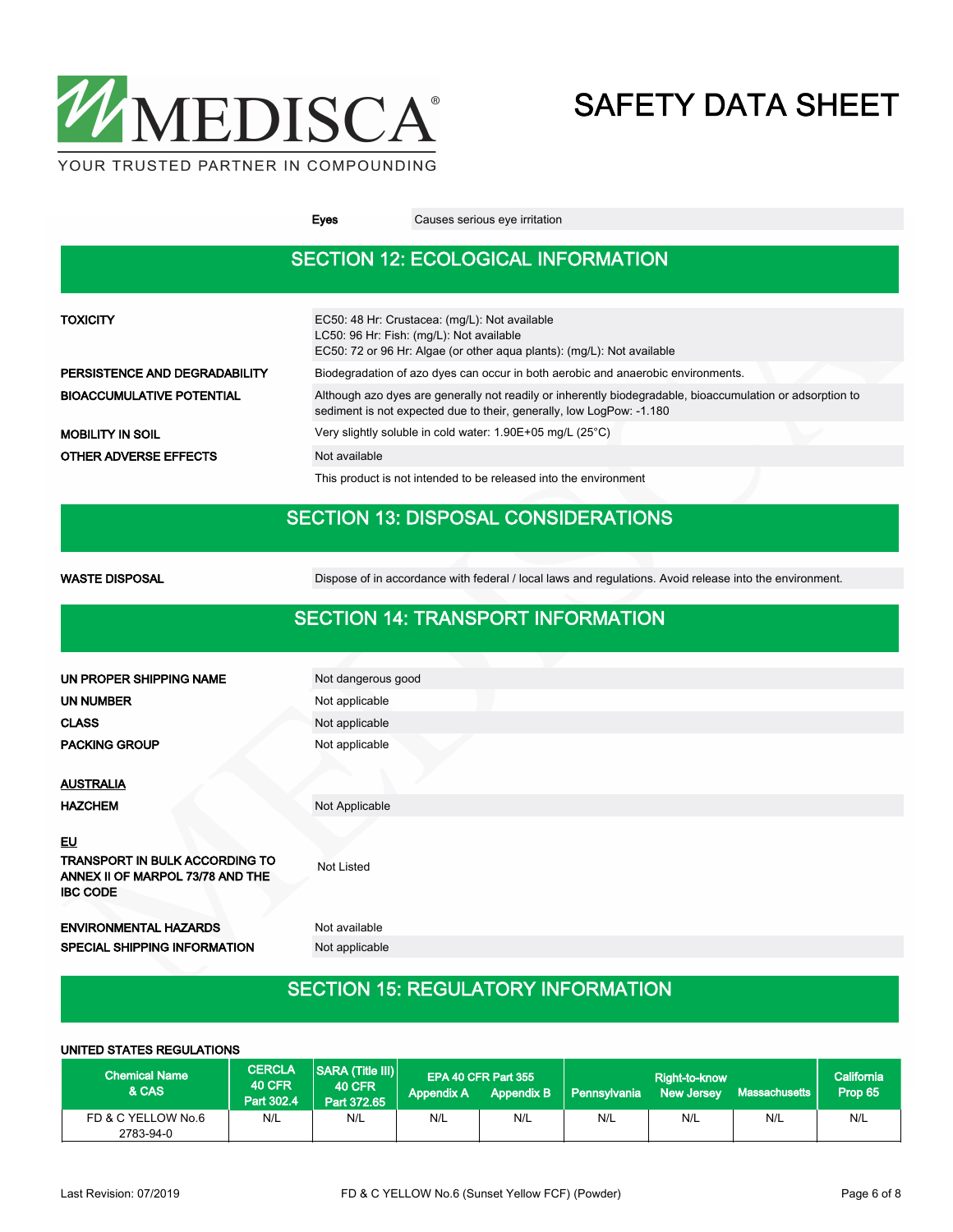| | |
|---|---|
| **Eyes** | Causes serious eye irritation |

## SECTION 12: ECOLOGICAL INFORMATION

| | |
|---|---|
| **TOXICITY** | EC50: 48 Hr: Crustacea: (mg/L): Not available<br>LC50: 96 Hr: Fish: (mg/L): Not available<br>EC50: 72 or 96 Hr: Algae (or other aqua plants): (mg/L): Not available |
| **PERSISTENCE AND DEGRADABILITY** | Biodegradation of azo dyes can occur in both aerobic and anaerobic environments. |
| **BIOACCUMULATIVE POTENTIAL** | Although azo dyes are generally not readily or inherently biodegradable, bioaccumulation or adsorption to sediment is not expected due to their, generally, low LogPow: -1.180 |
| **MOBILITY IN SOIL** | Very slightly soluble in cold water: 1.90E+05 mg/L (25°C) |
| **OTHER ADVERSE EFFECTS** | Not available |
| | This product is not intended to be released into the environment |

## SECTION 13: DISPOSAL CONSIDERATIONS

| | |
|---|---|
| **WASTE DISPOSAL** | Dispose of in accordance with federal / local laws and regulations. Avoid release into the environment. |

## SECTION 14: TRANSPORT INFORMATION

| | |
|---|---|
| **UN PROPER SHIPPING NAME** | Not dangerous good |
| **UN NUMBER** | Not applicable |
| **CLASS** | Not applicable |
| **PACKING GROUP** | Not applicable |

**AUSTRALIA**

| | |
|---|---|
| **HAZCHEM** | Not Applicable |

**EU**

| | |
|---|---|
| **TRANSPORT IN BULK ACCORDING TO ANNEX II OF MARPOL 73/78 AND THE IBC CODE** | Not Listed |
| **ENVIRONMENTAL HAZARDS** | Not available |
| **SPECIAL SHIPPING INFORMATION** | Not applicable |

## SECTION 15: REGULATORY INFORMATION

**UNITED STATES REGULATIONS**

| Chemical Name & CAS | CERCLA 40 CFR Part 302.4 | SARA (Title III) 40 CFR Part 372.65 | EPA 40 CFR Part 355 Appendix A | EPA 40 CFR Part 355 Appendix B | Right-to-know Pennsylvania | Right-to-know New Jersey | Right-to-know Massachusetts | California Prop 65 |
|---|---|---|---|---|---|---|---|---|
| FD & C YELLOW No.6 2783-94-0 | N/L | N/L | N/L | N/L | N/L | N/L | N/L | N/L |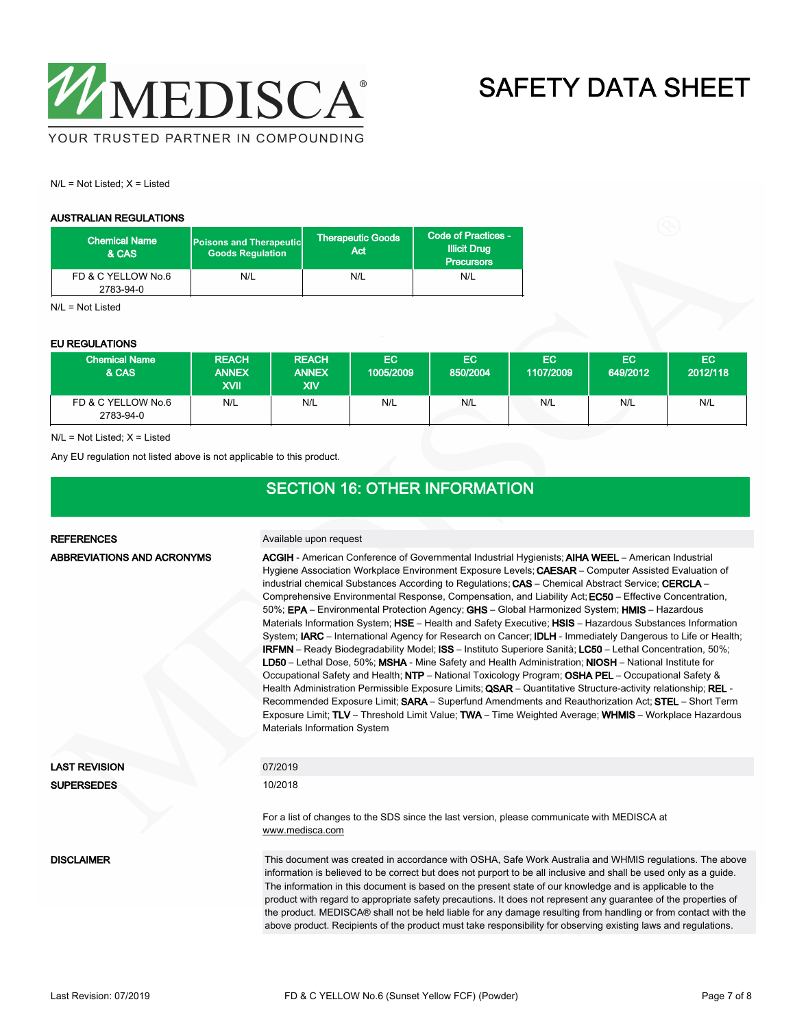N/L = Not Listed; X = Listed

#### AUSTRALIAN REGULATIONS

| Chemical Name & CAS | Poisons and Therapeutic Goods Regulation | Therapeutic Goods Act | Code of Practices - Illicit Drug Precursors |
| --- | --- | --- | --- |
| FD & C YELLOW No.6 2783-94-0 | N/L | N/L | N/L |

N/L = Not Listed

#### EU REGULATIONS

| Chemical Name & CAS | REACH ANNEX XVII | REACH ANNEX XIV | EC 1005/2009 | EC 850/2004 | EC 1107/2009 | EC 649/2012 | EC 2012/118 |
| --- | --- | --- | --- | --- | --- | --- | --- |
| FD & C YELLOW No.6 2783-94-0 | N/L | N/L | N/L | N/L | N/L | N/L | N/L |

N/L = Not Listed; X = Listed

Any EU regulation not listed above is not applicable to this product.

## SECTION 16: OTHER INFORMATION

**REFERENCES**

Available upon request

**ABBREVIATIONS AND ACRONYMS**

**ACGIH** - American Conference of Governmental Industrial Hygienists; **AIHA WEEL** – American Industrial Hygiene Association Workplace Environment Exposure Levels; **CAESAR** – Computer Assisted Evaluation of industrial chemical Substances According to Regulations; **CAS** – Chemical Abstract Service; **CERCLA** – Comprehensive Environmental Response, Compensation, and Liability Act; **EC50** – Effective Concentration, 50%; **EPA** – Environmental Protection Agency; **GHS** – Global Harmonized System; **HMIS** – Hazardous Materials Information System; **HSE** – Health and Safety Executive; **HSIS** – Hazardous Substances Information System; **IARC** – International Agency for Research on Cancer; **IDLH** - Immediately Dangerous to Life or Health; **IRFMN** – Ready Biodegradability Model; **ISS** – Instituto Superiore Sanità; **LC50** – Lethal Concentration, 50%; **LD50** – Lethal Dose, 50%; **MSHA** - Mine Safety and Health Administration; **NIOSH** – National Institute for Occupational Safety and Health; **NTP** – National Toxicology Program; **OSHA PEL** – Occupational Safety & Health Administration Permissible Exposure Limits; **QSAR** – Quantitative Structure-activity relationship; **REL** - Recommended Exposure Limit; **SARA** – Superfund Amendments and Reauthorization Act; **STEL** – Short Term Exposure Limit; **TLV** – Threshold Limit Value; **TWA** – Time Weighted Average; **WHMIS** – Workplace Hazardous Materials Information System

**LAST REVISION**

07/2019

**SUPERSEDES**

10/2018

For a list of changes to the SDS since the last version, please communicate with MEDISCA at www.medisca.com

**DISCLAIMER**

This document was created in accordance with OSHA, Safe Work Australia and WHMIS regulations. The above information is believed to be correct but does not purport to be all inclusive and shall be used only as a guide. The information in this document is based on the present state of our knowledge and is applicable to the product with regard to appropriate safety precautions. It does not represent any guarantee of the properties of the product. MEDISCA® shall not be held liable for any damage resulting from handling or from contact with the above product. Recipients of the product must take responsibility for observing existing laws and regulations.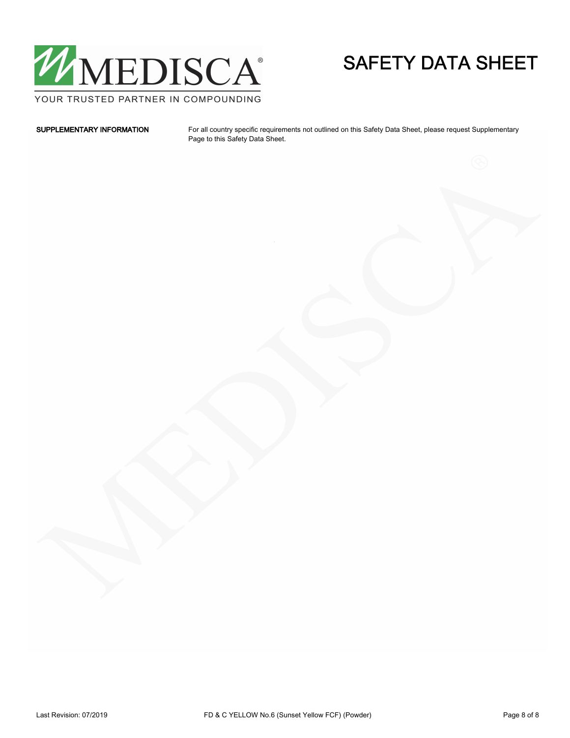**SUPPLEMENTARY INFORMATION**

For all country specific requirements not outlined on this Safety Data Sheet, please request Supplementary Page to this Safety Data Sheet.